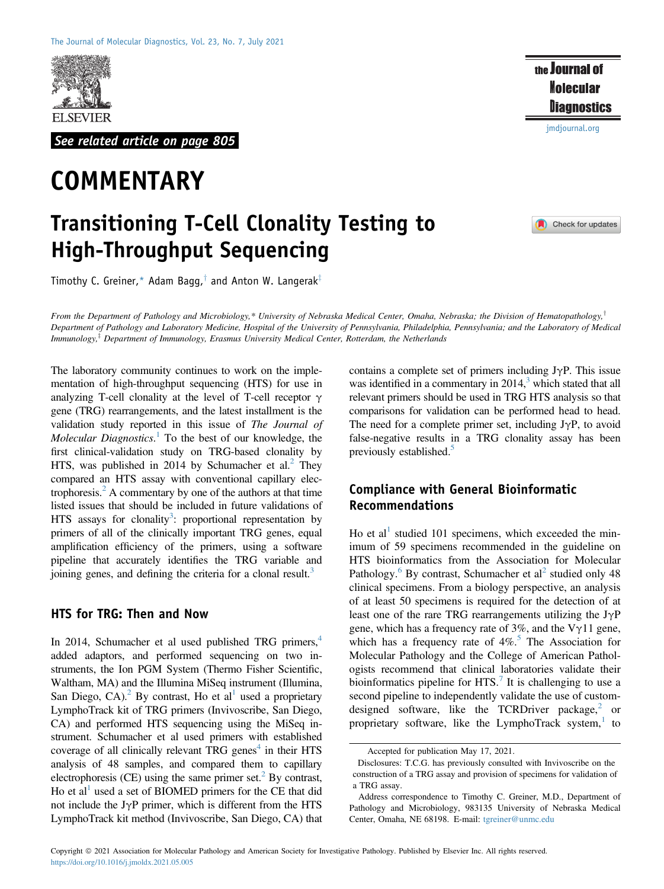See related article on page 805

# COMMENTARY

# Transitioning T-Cell Clonality Testing to High-Throughput Sequencing

Timothy C. Greiner,* Adam Bagg,† and Anton W. Langerak‡

*From the Department of Pathology and Microbiology,* University of Nebraska Medical Center, Omaha, Nebraska; the Division of Hematopathology,† Department of Pathology and Laboratory Medicine, Hospital of the University of Pennsylvania, Philadelphia, Pennsylvania; and the Laboratory of Medical Immunology,‡ Department of Immunology, Erasmus University Medical Center, Rotterdam, the Netherlands*

The laboratory community continues to work on the implementation of high-throughput sequencing (HTS) for use in analyzing T-cell clonality at the level of T-cell receptor γ gene (TRG) rearrangements, and the latest installment is the validation study reported in this issue of *The Journal of Molecular Diagnostics*.[1] To the best of our knowledge, the first clinical-validation study on TRG-based clonality by HTS, was published in 2014 by Schumacher et al.[2] They compared an HTS assay with conventional capillary electrophoresis.[2] A commentary by one of the authors at that time listed issues that should be included in future validations of HTS assays for clonality[3]: proportional representation by primers of all of the clinically important TRG genes, equal amplification efficiency of the primers, using a software pipeline that accurately identifies the TRG variable and joining genes, and defining the criteria for a clonal result.[3]

## HTS for TRG: Then and Now

In 2014, Schumacher et al used published TRG primers,[4] added adaptors, and performed sequencing on two instruments, the Ion PGM System (Thermo Fisher Scientific, Waltham, MA) and the Illumina MiSeq instrument (Illumina, San Diego, CA).[2] By contrast, Ho et al[1] used a proprietary LymphoTrack kit of TRG primers (Invivoscribe, San Diego, CA) and performed HTS sequencing using the MiSeq instrument. Schumacher et al used primers with established coverage of all clinically relevant TRG genes[4] in their HTS analysis of 48 samples, and compared them to capillary electrophoresis (CE) using the same primer set.[2] By contrast, Ho et al[1] used a set of BIOMED primers for the CE that did not include the JγP primer, which is different from the HTS LymphoTrack kit method (Invivoscribe, San Diego, CA) that contains a complete set of primers including JγP. This issue was identified in a commentary in 2014,[3] which stated that all relevant primers should be used in TRG HTS analysis so that comparisons for validation can be performed head to head. The need for a complete primer set, including JγP, to avoid false-negative results in a TRG clonality assay has been previously established.[5]

## Compliance with General Bioinformatic Recommendations

Ho et al[1] studied 101 specimens, which exceeded the minimum of 59 specimens recommended in the guideline on HTS bioinformatics from the Association for Molecular Pathology.[6] By contrast, Schumacher et al[2] studied only 48 clinical specimens. From a biology perspective, an analysis of at least 50 specimens is required for the detection of at least one of the rare TRG rearrangements utilizing the JγP gene, which has a frequency rate of 3%, and the Vγ11 gene, which has a frequency rate of 4%.[5] The Association for Molecular Pathology and the College of American Pathologists recommend that clinical laboratories validate their bioinformatics pipeline for HTS.[7] It is challenging to use a second pipeline to independently validate the use of custom-designed software, like the TCRDriver package,[2] or proprietary software, like the LymphoTrack system,[1] to

Accepted for publication May 17, 2021.

Disclosures: T.C.G. has previously consulted with Invivoscribe on the construction of a TRG assay and provision of specimens for validation of a TRG assay.

Address correspondence to Timothy C. Greiner, M.D., Department of Pathology and Microbiology, 983135 University of Nebraska Medical Center, Omaha, NE 68198. E-mail: tgreiner@unmc.edu

Copyright © 2021 Association for Molecular Pathology and American Society for Investigative Pathology. Published by Elsevier Inc. All rights reserved.
https://doi.org/10.1016/j.jmoldx.2021.05.005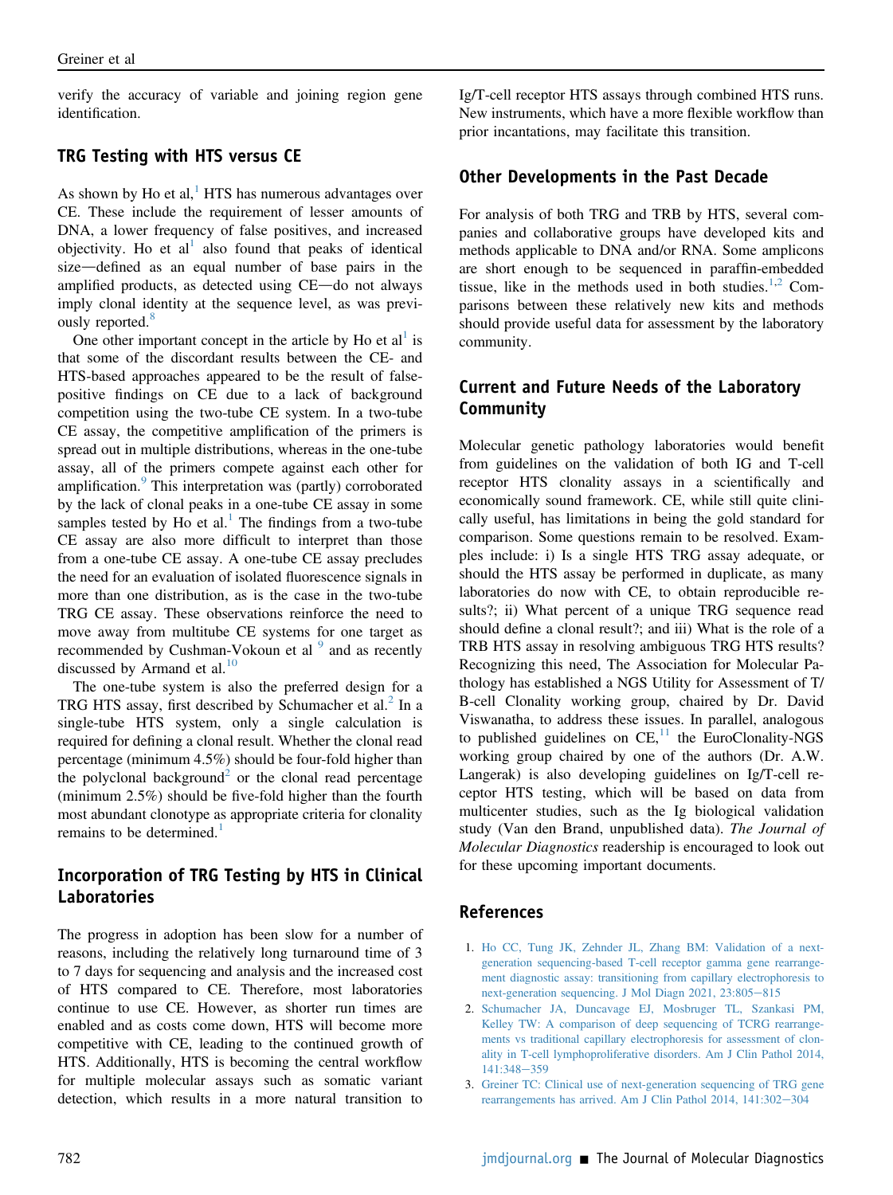verify the accuracy of variable and joining region gene identification.

## TRG Testing with HTS versus CE

As shown by Ho et al,[1] HTS has numerous advantages over CE. These include the requirement of lesser amounts of DNA, a lower frequency of false positives, and increased objectivity. Ho et al[1] also found that peaks of identical size—defined as an equal number of base pairs in the amplified products, as detected using CE—do not always imply clonal identity at the sequence level, as was previously reported.[8]

One other important concept in the article by Ho et al[1] is that some of the discordant results between the CE- and HTS-based approaches appeared to be the result of false-positive findings on CE due to a lack of background competition using the two-tube CE system. In a two-tube CE assay, the competitive amplification of the primers is spread out in multiple distributions, whereas in the one-tube assay, all of the primers compete against each other for amplification.[9] This interpretation was (partly) corroborated by the lack of clonal peaks in a one-tube CE assay in some samples tested by Ho et al.[1] The findings from a two-tube CE assay are also more difficult to interpret than those from a one-tube CE assay. A one-tube CE assay precludes the need for an evaluation of isolated fluorescence signals in more than one distribution, as is the case in the two-tube TRG CE assay. These observations reinforce the need to move away from multitube CE systems for one target as recommended by Cushman-Vokoun et al [9] and as recently discussed by Armand et al.[10]

The one-tube system is also the preferred design for a TRG HTS assay, first described by Schumacher et al.[2] In a single-tube HTS system, only a single calculation is required for defining a clonal result. Whether the clonal read percentage (minimum 4.5%) should be four-fold higher than the polyclonal background[2] or the clonal read percentage (minimum 2.5%) should be five-fold higher than the fourth most abundant clonotype as appropriate criteria for clonality remains to be determined.[1]

## Incorporation of TRG Testing by HTS in Clinical Laboratories

The progress in adoption has been slow for a number of reasons, including the relatively long turnaround time of 3 to 7 days for sequencing and analysis and the increased cost of HTS compared to CE. Therefore, most laboratories continue to use CE. However, as shorter run times are enabled and as costs come down, HTS will become more competitive with CE, leading to the continued growth of HTS. Additionally, HTS is becoming the central workflow for multiple molecular assays such as somatic variant detection, which results in a more natural transition to Ig/T-cell receptor HTS assays through combined HTS runs. New instruments, which have a more flexible workflow than prior incantations, may facilitate this transition.

## Other Developments in the Past Decade

For analysis of both TRG and TRB by HTS, several companies and collaborative groups have developed kits and methods applicable to DNA and/or RNA. Some amplicons are short enough to be sequenced in paraffin-embedded tissue, like in the methods used in both studies.[1,2] Comparisons between these relatively new kits and methods should provide useful data for assessment by the laboratory community.

## Current and Future Needs of the Laboratory Community

Molecular genetic pathology laboratories would benefit from guidelines on the validation of both IG and T-cell receptor HTS clonality assays in a scientifically and economically sound framework. CE, while still quite clinically useful, has limitations in being the gold standard for comparison. Some questions remain to be resolved. Examples include: i) Is a single HTS TRG assay adequate, or should the HTS assay be performed in duplicate, as many laboratories do now with CE, to obtain reproducible results?; ii) What percent of a unique TRG sequence read should define a clonal result?; and iii) What is the role of a TRB HTS assay in resolving ambiguous TRG HTS results? Recognizing this need, The Association for Molecular Pathology has established a NGS Utility for Assessment of T/B-cell Clonality working group, chaired by Dr. David Viswanatha, to address these issues. In parallel, analogous to published guidelines on CE,[11] the EuroClonality-NGS working group chaired by one of the authors (Dr. A.W. Langerak) is also developing guidelines on Ig/T-cell receptor HTS testing, which will be based on data from multicenter studies, such as the Ig biological validation study (Van den Brand, unpublished data). *The Journal of Molecular Diagnostics* readership is encouraged to look out for these upcoming important documents.

## References

1. Ho CC, Tung JK, Zehnder JL, Zhang BM: Validation of a next-generation sequencing-based T-cell receptor gamma gene rearrangement diagnostic assay: transitioning from capillary electrophoresis to next-generation sequencing. J Mol Diagn 2021, 23:805−815
2. Schumacher JA, Duncavage EJ, Mosbruger TL, Szankasi PM, Kelley TW: A comparison of deep sequencing of TCRG rearrangements vs traditional capillary electrophoresis for assessment of clonality in T-cell lymphoproliferative disorders. Am J Clin Pathol 2014, 141:348−359
3. Greiner TC: Clinical use of next-generation sequencing of TRG gene rearrangements has arrived. Am J Clin Pathol 2014, 141:302−304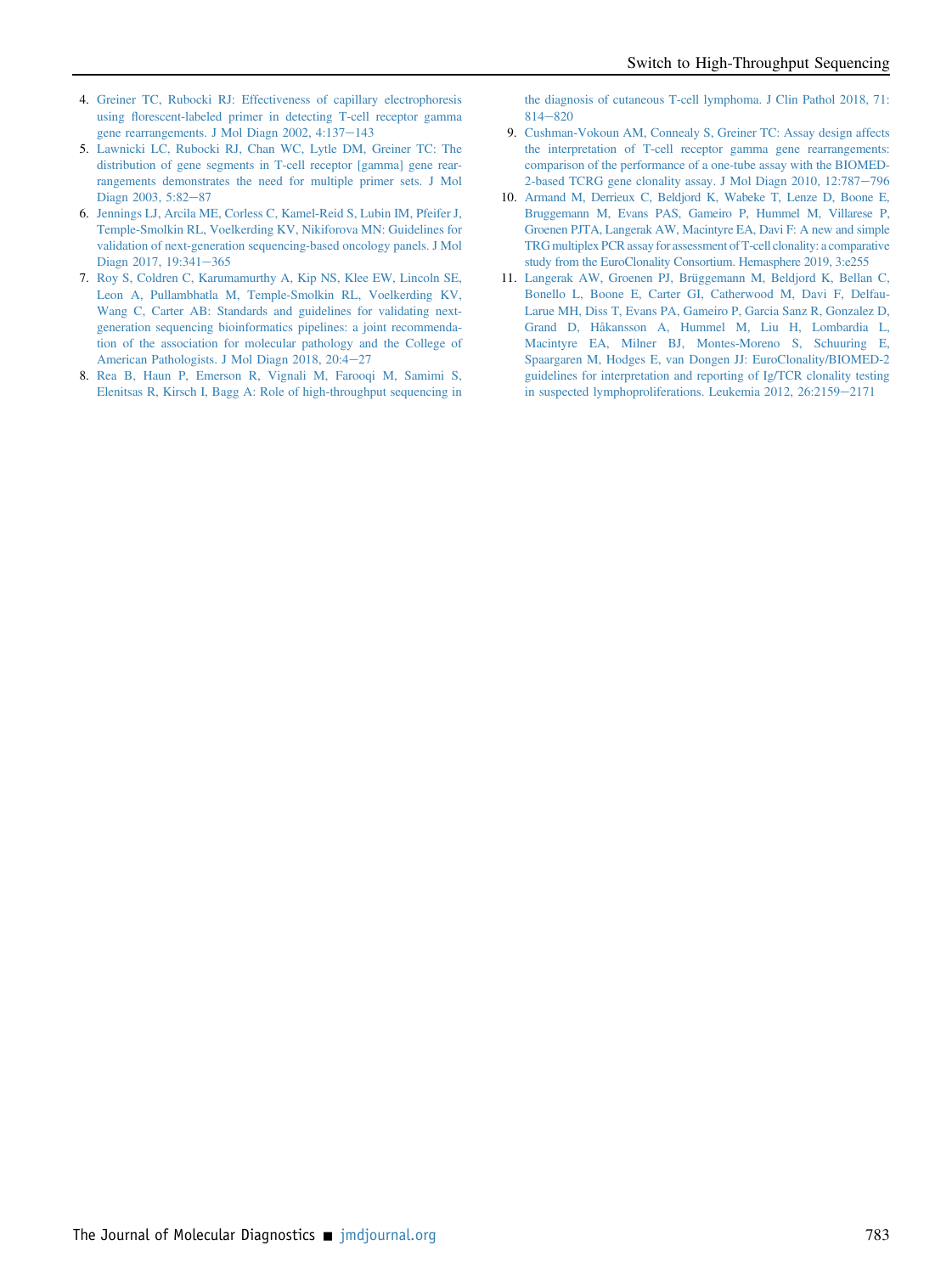4. Greiner TC, Rubocki RJ: Effectiveness of capillary electrophoresis using florescent-labeled primer in detecting T-cell receptor gamma gene rearrangements. J Mol Diagn 2002, 4:137−143
5. Lawnicki LC, Rubocki RJ, Chan WC, Lytle DM, Greiner TC: The distribution of gene segments in T-cell receptor [gamma] gene rearrangements demonstrates the need for multiple primer sets. J Mol Diagn 2003, 5:82−87
6. Jennings LJ, Arcila ME, Corless C, Kamel-Reid S, Lubin IM, Pfeifer J, Temple-Smolkin RL, Voelkerding KV, Nikiforova MN: Guidelines for validation of next-generation sequencing-based oncology panels. J Mol Diagn 2017, 19:341−365
7. Roy S, Coldren C, Karumamurthy A, Kip NS, Klee EW, Lincoln SE, Leon A, Pullambhatla M, Temple-Smolkin RL, Voelkerding KV, Wang C, Carter AB: Standards and guidelines for validating next-generation sequencing bioinformatics pipelines: a joint recommendation of the association for molecular pathology and the College of American Pathologists. J Mol Diagn 2018, 20:4−27
8. Rea B, Haun P, Emerson R, Vignali M, Farooqi M, Samimi S, Elenitsas R, Kirsch I, Bagg A: Role of high-throughput sequencing in the diagnosis of cutaneous T-cell lymphoma. J Clin Pathol 2018, 71:814−820
9. Cushman-Vokoun AM, Connealy S, Greiner TC: Assay design affects the interpretation of T-cell receptor gamma gene rearrangements: comparison of the performance of a one-tube assay with the BIOMED-2-based TCRG gene clonality assay. J Mol Diagn 2010, 12:787−796
10. Armand M, Derrieux C, Beldjord K, Wabeke T, Lenze D, Boone E, Bruggemann M, Evans PAS, Gameiro P, Hummel M, Villarese P, Groenen PJTA, Langerak AW, Macintyre EA, Davi F: A new and simple TRG multiplex PCR assay for assessment of T-cell clonality: a comparative study from the EuroClonality Consortium. Hemasphere 2019, 3:e255
11. Langerak AW, Groenen PJ, Brüggemann M, Beldjord K, Bellan C, Bonello L, Boone E, Carter GI, Catherwood M, Davi F, Delfau-Larue MH, Diss T, Evans PA, Gameiro P, Garcia Sanz R, Gonzalez D, Grand D, Håkansson A, Hummel M, Liu H, Lombardia L, Macintyre EA, Milner BJ, Montes-Moreno S, Schuuring E, Spaargaren M, Hodges E, van Dongen JJ: EuroClonality/BIOMED-2 guidelines for interpretation and reporting of Ig/TCR clonality testing in suspected lymphoproliferations. Leukemia 2012, 26:2159−2171